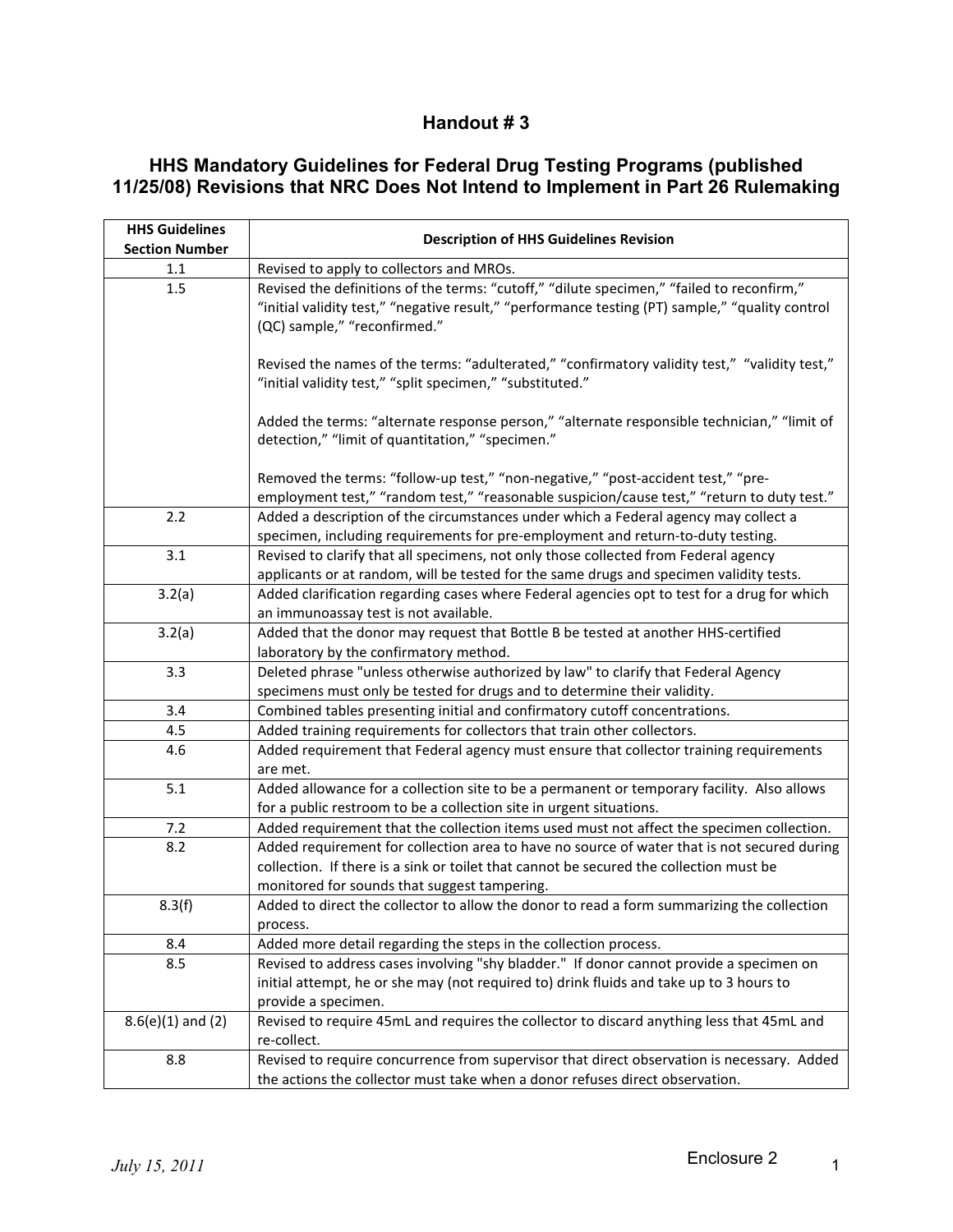# Handout # 3

## HHS Mandatory Guidelines for Federal Drug Testing Programs (published 11/25/08) Revisions that NRC Does Not Intend to Implement in Part 26 Rulemaking

| HHS Guidelines Section Number | Description of HHS Guidelines Revision |
|---|---|
| 1.1 | Revised to apply to collectors and MROs. |
| 1.5 | Revised the definitions of the terms: "cutoff," "dilute specimen," "failed to reconfirm," "initial validity test," "negative result," "performance testing (PT) sample," "quality control (QC) sample," "reconfirmed."<br><br>Revised the names of the terms: "adulterated," "confirmatory validity test," "validity test," "initial validity test," "split specimen," "substituted."<br><br>Added the terms: "alternate response person," "alternate responsible technician," "limit of detection," "limit of quantitation," "specimen."<br><br>Removed the terms: "follow-up test," "non-negative," "post-accident test," "pre-employment test," "random test," "reasonable suspicion/cause test," "return to duty test." |
| 2.2 | Added a description of the circumstances under which a Federal agency may collect a specimen, including requirements for pre-employment and return-to-duty testing. |
| 3.1 | Revised to clarify that all specimens, not only those collected from Federal agency applicants or at random, will be tested for the same drugs and specimen validity tests. |
| 3.2(a) | Added clarification regarding cases where Federal agencies opt to test for a drug for which an immunoassay test is not available. |
| 3.2(a) | Added that the donor may request that Bottle B be tested at another HHS-certified laboratory by the confirmatory method. |
| 3.3 | Deleted phrase "unless otherwise authorized by law" to clarify that Federal Agency specimens must only be tested for drugs and to determine their validity. |
| 3.4 | Combined tables presenting initial and confirmatory cutoff concentrations. |
| 4.5 | Added training requirements for collectors that train other collectors. |
| 4.6 | Added requirement that Federal agency must ensure that collector training requirements are met. |
| 5.1 | Added allowance for a collection site to be a permanent or temporary facility. Also allows for a public restroom to be a collection site in urgent situations. |
| 7.2 | Added requirement that the collection items used must not affect the specimen collection. |
| 8.2 | Added requirement for collection area to have no source of water that is not secured during collection. If there is a sink or toilet that cannot be secured the collection must be monitored for sounds that suggest tampering. |
| 8.3(f) | Added to direct the collector to allow the donor to read a form summarizing the collection process. |
| 8.4 | Added more detail regarding the steps in the collection process. |
| 8.5 | Revised to address cases involving "shy bladder." If donor cannot provide a specimen on initial attempt, he or she may (not required to) drink fluids and take up to 3 hours to provide a specimen. |
| 8.6(e)(1) and (2) | Revised to require 45mL and requires the collector to discard anything less that 45mL and re-collect. |
| 8.8 | Revised to require concurrence from supervisor that direct observation is necessary. Added the actions the collector must take when a donor refuses direct observation. |

*July 15, 2011*

Enclosure 2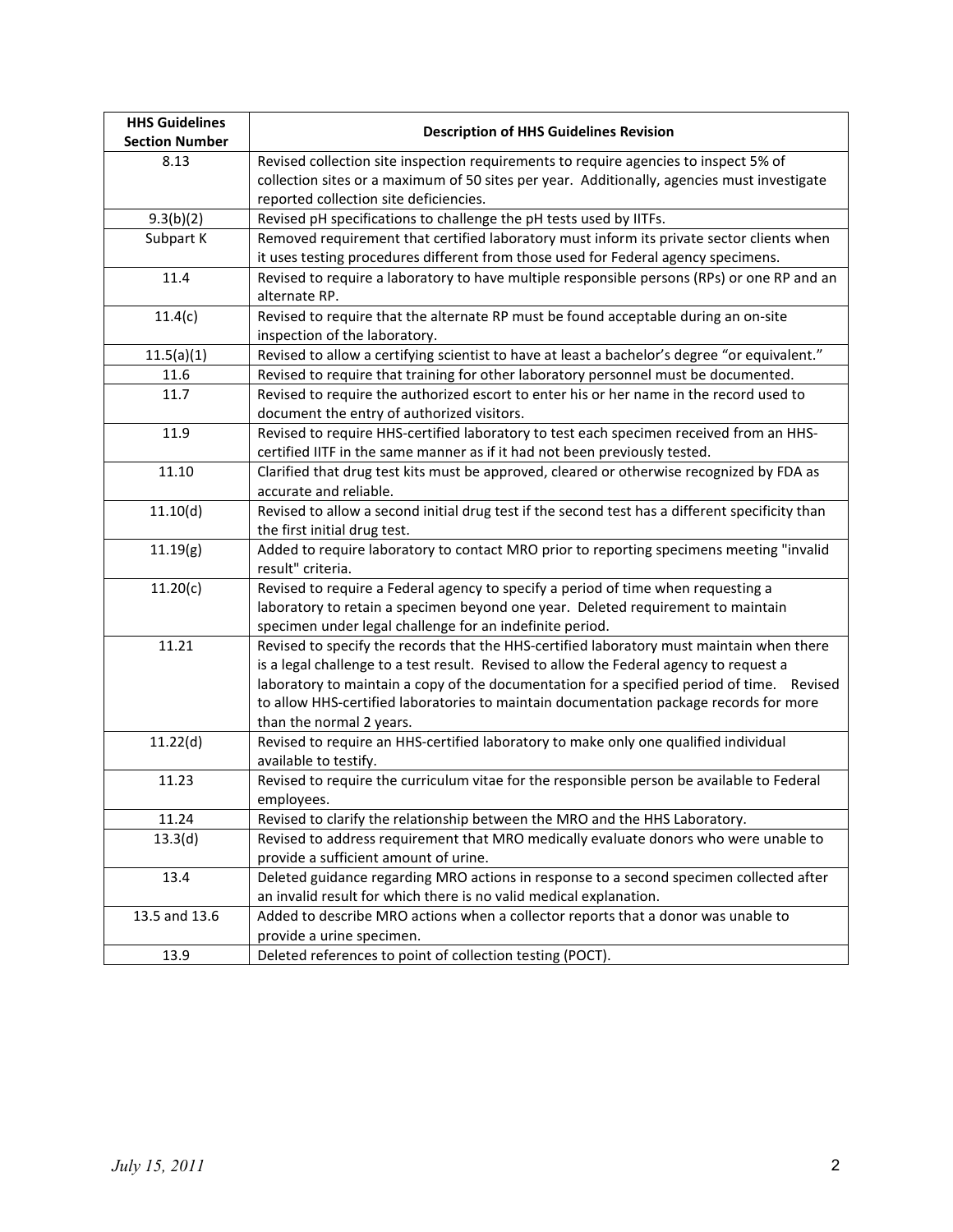| HHS Guidelines Section Number | Description of HHS Guidelines Revision |
|---|---|
| 8.13 | Revised collection site inspection requirements to require agencies to inspect 5% of collection sites or a maximum of 50 sites per year. Additionally, agencies must investigate reported collection site deficiencies. |
| 9.3(b)(2) | Revised pH specifications to challenge the pH tests used by IITFs. |
| Subpart K | Removed requirement that certified laboratory must inform its private sector clients when it uses testing procedures different from those used for Federal agency specimens. |
| 11.4 | Revised to require a laboratory to have multiple responsible persons (RPs) or one RP and an alternate RP. |
| 11.4(c) | Revised to require that the alternate RP must be found acceptable during an on-site inspection of the laboratory. |
| 11.5(a)(1) | Revised to allow a certifying scientist to have at least a bachelor's degree "or equivalent." |
| 11.6 | Revised to require that training for other laboratory personnel must be documented. |
| 11.7 | Revised to require the authorized escort to enter his or her name in the record used to document the entry of authorized visitors. |
| 11.9 | Revised to require HHS-certified laboratory to test each specimen received from an HHS-certified IITF in the same manner as if it had not been previously tested. |
| 11.10 | Clarified that drug test kits must be approved, cleared or otherwise recognized by FDA as accurate and reliable. |
| 11.10(d) | Revised to allow a second initial drug test if the second test has a different specificity than the first initial drug test. |
| 11.19(g) | Added to require laboratory to contact MRO prior to reporting specimens meeting "invalid result" criteria. |
| 11.20(c) | Revised to require a Federal agency to specify a period of time when requesting a laboratory to retain a specimen beyond one year. Deleted requirement to maintain specimen under legal challenge for an indefinite period. |
| 11.21 | Revised to specify the records that the HHS-certified laboratory must maintain when there is a legal challenge to a test result. Revised to allow the Federal agency to request a laboratory to maintain a copy of the documentation for a specified period of time. Revised to allow HHS-certified laboratories to maintain documentation package records for more than the normal 2 years. |
| 11.22(d) | Revised to require an HHS-certified laboratory to make only one qualified individual available to testify. |
| 11.23 | Revised to require the curriculum vitae for the responsible person be available to Federal employees. |
| 11.24 | Revised to clarify the relationship between the MRO and the HHS Laboratory. |
| 13.3(d) | Revised to address requirement that MRO medically evaluate donors who were unable to provide a sufficient amount of urine. |
| 13.4 | Deleted guidance regarding MRO actions in response to a second specimen collected after an invalid result for which there is no valid medical explanation. |
| 13.5 and 13.6 | Added to describe MRO actions when a collector reports that a donor was unable to provide a urine specimen. |
| 13.9 | Deleted references to point of collection testing (POCT). |

*July 15, 2011*